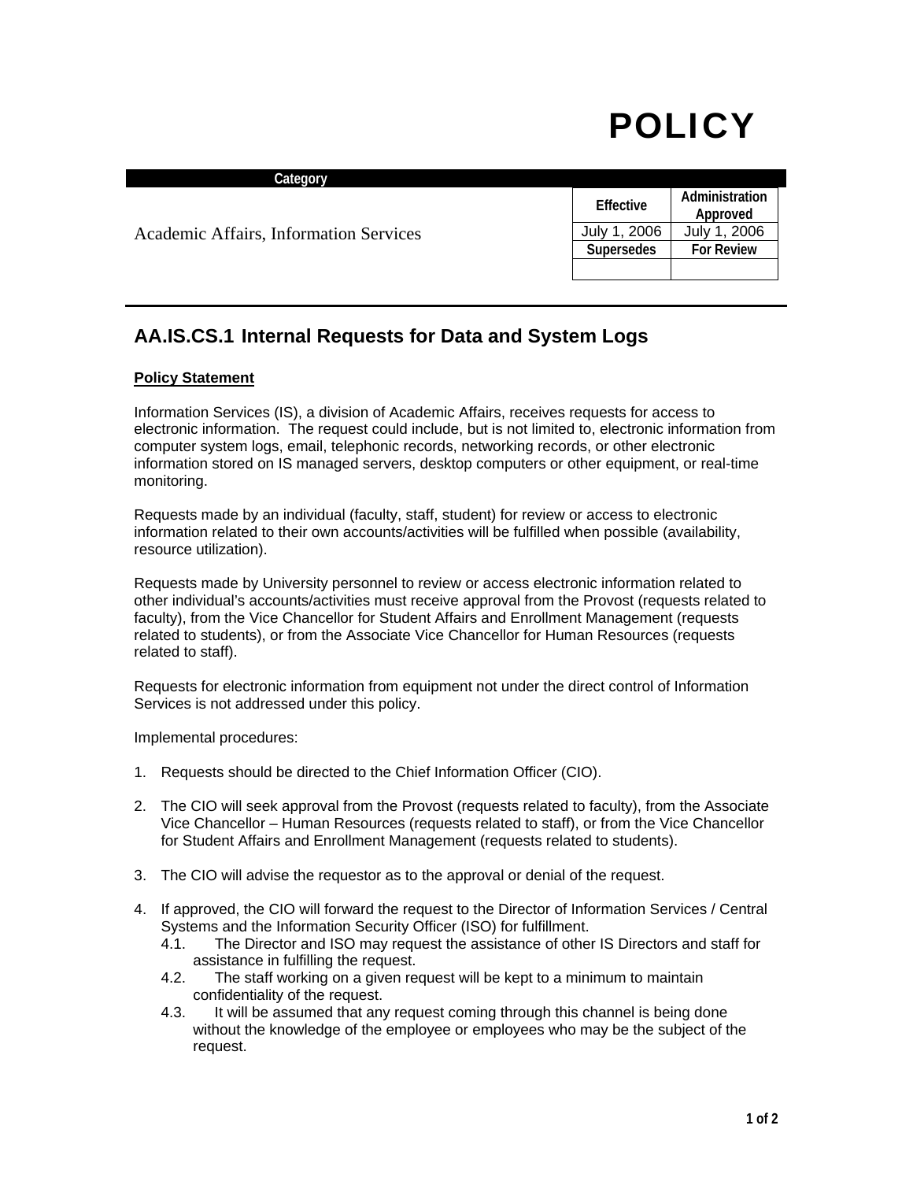# POLICY

| Category | | |
|---|---|---|
| | **Effective** | **Administration Approved** |
| Academic Affairs, Information Services | July 1, 2006 | July 1, 2006 |
| | **Supersedes** | **For Review** |
| | | |

## AA.IS.CS.1 Internal Requests for Data and System Logs

**Policy Statement**

Information Services (IS), a division of Academic Affairs, receives requests for access to electronic information. The request could include, but is not limited to, electronic information from computer system logs, email, telephonic records, networking records, or other electronic information stored on IS managed servers, desktop computers or other equipment, or real-time monitoring.

Requests made by an individual (faculty, staff, student) for review or access to electronic information related to their own accounts/activities will be fulfilled when possible (availability, resource utilization).

Requests made by University personnel to review or access electronic information related to other individual's accounts/activities must receive approval from the Provost (requests related to faculty), from the Vice Chancellor for Student Affairs and Enrollment Management (requests related to students), or from the Associate Vice Chancellor for Human Resources (requests related to staff).

Requests for electronic information from equipment not under the direct control of Information Services is not addressed under this policy.

Implemental procedures:

1. Requests should be directed to the Chief Information Officer (CIO).

2. The CIO will seek approval from the Provost (requests related to faculty), from the Associate Vice Chancellor – Human Resources (requests related to staff), or from the Vice Chancellor for Student Affairs and Enrollment Management (requests related to students).

3. The CIO will advise the requestor as to the approval or denial of the request.

4. If approved, the CIO will forward the request to the Director of Information Services / Central Systems and the Information Security Officer (ISO) for fulfillment.
   - 4.1. The Director and ISO may request the assistance of other IS Directors and staff for assistance in fulfilling the request.
   - 4.2. The staff working on a given request will be kept to a minimum to maintain confidentiality of the request.
   - 4.3. It will be assumed that any request coming through this channel is being done without the knowledge of the employee or employees who may be the subject of the request.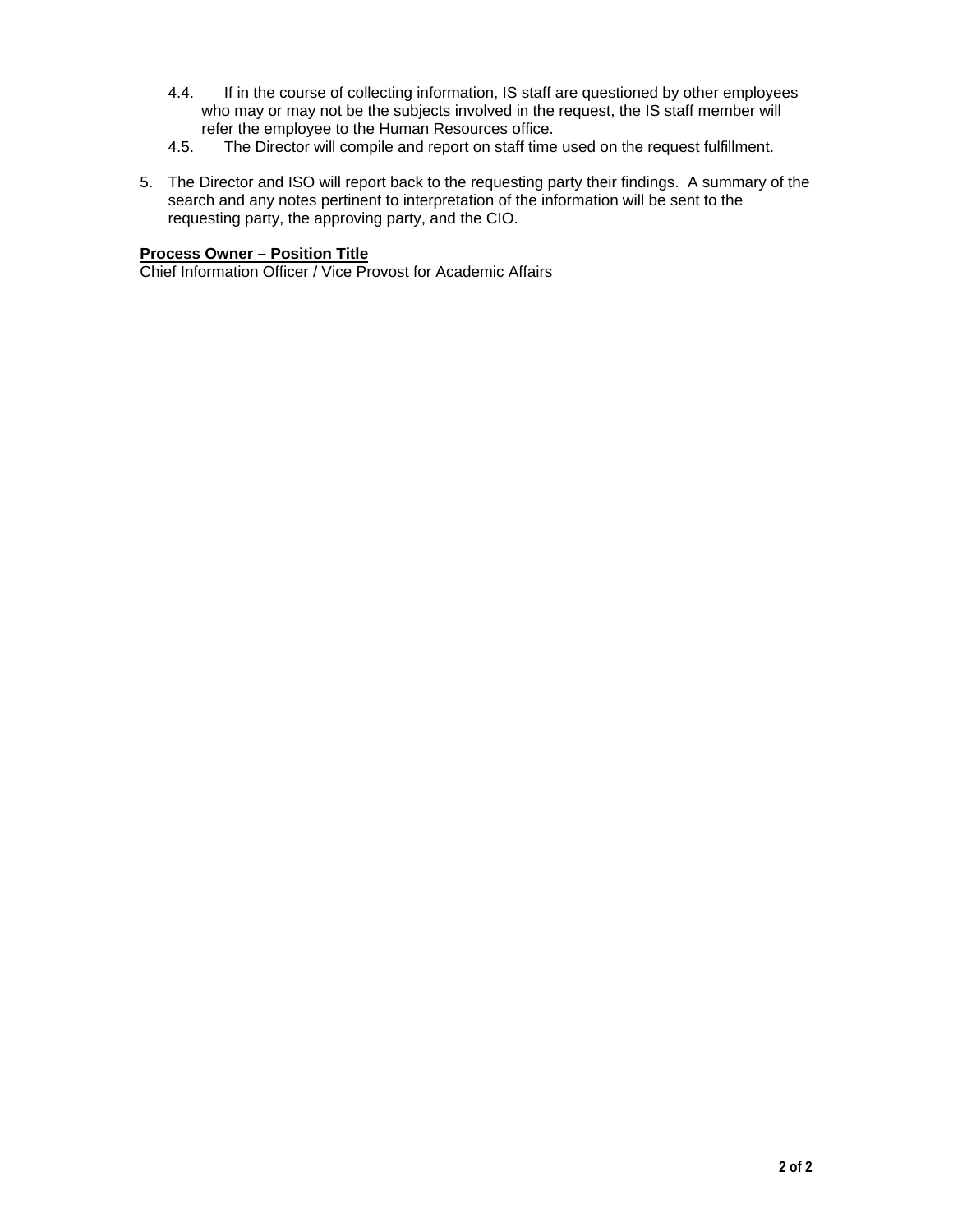4.4. If in the course of collecting information, IS staff are questioned by other employees who may or may not be the subjects involved in the request, the IS staff member will refer the employee to the Human Resources office.
   4.5. The Director will compile and report on staff time used on the request fulfillment.

5. The Director and ISO will report back to the requesting party their findings. A summary of the search and any notes pertinent to interpretation of the information will be sent to the requesting party, the approving party, and the CIO.

**Process Owner – Position Title**

Chief Information Officer / Vice Provost for Academic Affairs